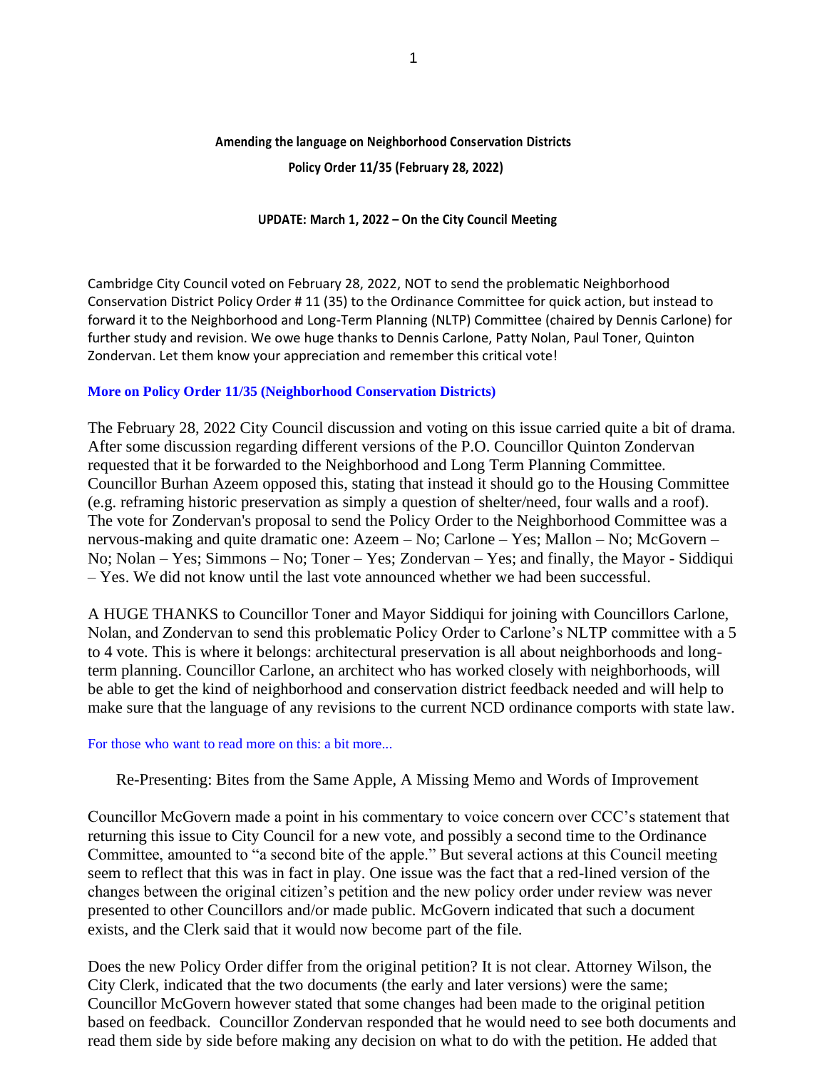**Amending the language on Neighborhood Conservation Districts**

**Policy Order 11/35 (February 28, 2022)**

**UPDATE: March 1, 2022 – On the City Council Meeting**

Cambridge City Council voted on February 28, 2022, NOT to send the problematic Neighborhood Conservation District Policy Order # 11 (35) to the Ordinance Committee for quick action, but instead to forward it to the Neighborhood and Long-Term Planning (NLTP) Committee (chaired by Dennis Carlone) for further study and revision. We owe huge thanks to Dennis Carlone, Patty Nolan, Paul Toner, Quinton Zondervan. Let them know your appreciation and remember this critical vote!

**More on Policy Order 11/35 (Neighborhood Conservation Districts)**

The February 28, 2022 City Council discussion and voting on this issue carried quite a bit of drama. After some discussion regarding different versions of the P.O. Councillor Quinton Zondervan requested that it be forwarded to the Neighborhood and Long Term Planning Committee. Councillor Burhan Azeem opposed this, stating that instead it should go to the Housing Committee (e.g. reframing historic preservation as simply a question of shelter/need, four walls and a roof). The vote for Zondervan's proposal to send the Policy Order to the Neighborhood Committee was a nervous-making and quite dramatic one: Azeem – No; Carlone – Yes; Mallon – No; McGovern – No; Nolan – Yes; Simmons – No; Toner – Yes; Zondervan – Yes; and finally, the Mayor - Siddiqui – Yes. We did not know until the last vote announced whether we had been successful.

A HUGE THANKS to Councillor Toner and Mayor Siddiqui for joining with Councillors Carlone, Nolan, and Zondervan to send this problematic Policy Order to Carlone's NLTP committee with a 5 to 4 vote. This is where it belongs: architectural preservation is all about neighborhoods and long-term planning. Councillor Carlone, an architect who has worked closely with neighborhoods, will be able to get the kind of neighborhood and conservation district feedback needed and will help to make sure that the language of any revisions to the current NCD ordinance comports with state law.

For those who want to read more on this: a bit more...

Re-Presenting: Bites from the Same Apple, A Missing Memo and Words of Improvement

Councillor McGovern made a point in his commentary to voice concern over CCC's statement that returning this issue to City Council for a new vote, and possibly a second time to the Ordinance Committee, amounted to "a second bite of the apple." But several actions at this Council meeting seem to reflect that this was in fact in play. One issue was the fact that a red-lined version of the changes between the original citizen's petition and the new policy order under review was never presented to other Councillors and/or made public. McGovern indicated that such a document exists, and the Clerk said that it would now become part of the file.

Does the new Policy Order differ from the original petition? It is not clear. Attorney Wilson, the City Clerk, indicated that the two documents (the early and later versions) were the same; Councillor McGovern however stated that some changes had been made to the original petition based on feedback. Councillor Zondervan responded that he would need to see both documents and read them side by side before making any decision on what to do with the petition. He added that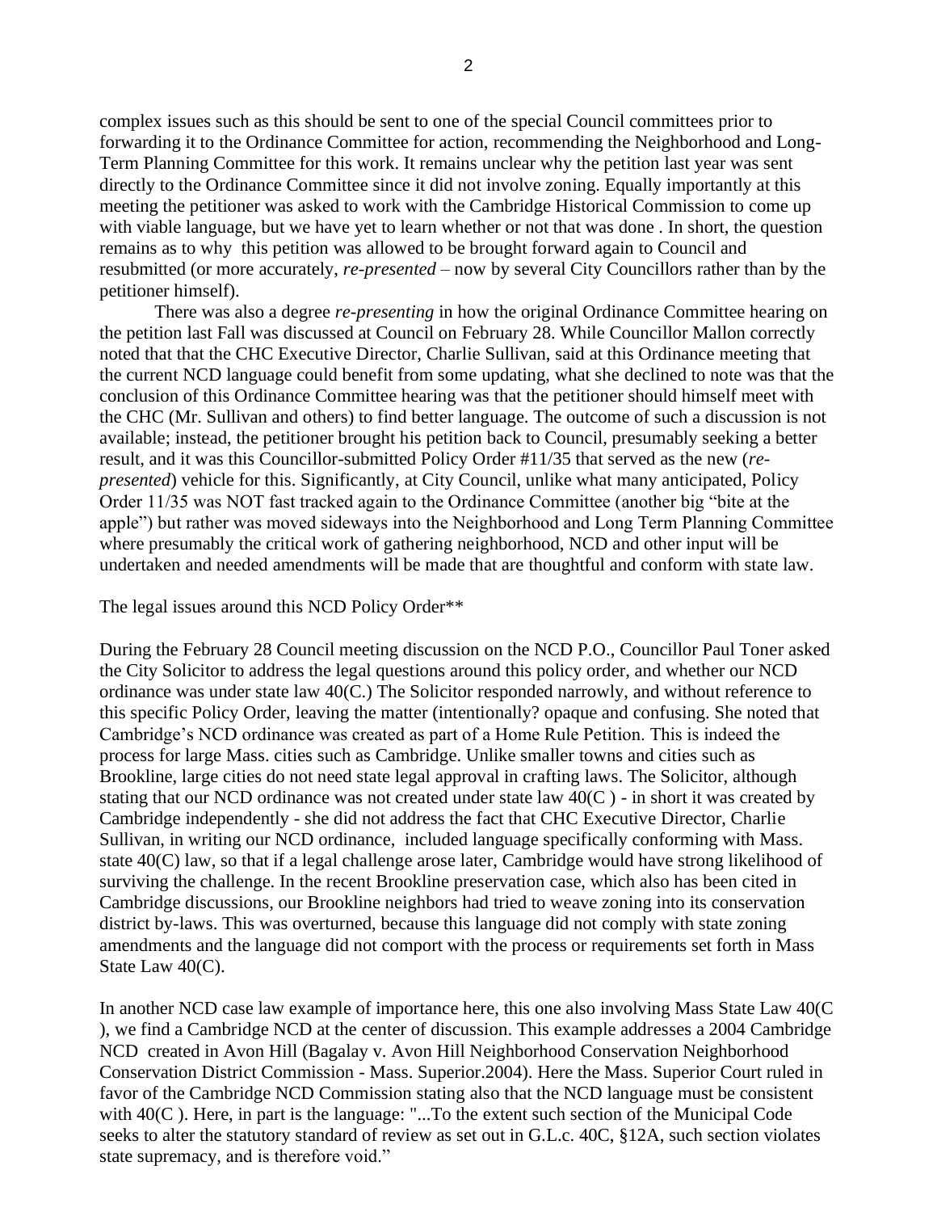complex issues such as this should be sent to one of the special Council committees prior to forwarding it to the Ordinance Committee for action, recommending the Neighborhood and Long-Term Planning Committee for this work. It remains unclear why the petition last year was sent directly to the Ordinance Committee since it did not involve zoning. Equally importantly at this meeting the petitioner was asked to work with the Cambridge Historical Commission to come up with viable language, but we have yet to learn whether or not that was done . In short, the question remains as to why this petition was allowed to be brought forward again to Council and resubmitted (or more accurately, *re-presented* – now by several City Councillors rather than by the petitioner himself).

There was also a degree *re-presenting* in how the original Ordinance Committee hearing on the petition last Fall was discussed at Council on February 28. While Councillor Mallon correctly noted that that the CHC Executive Director, Charlie Sullivan, said at this Ordinance meeting that the current NCD language could benefit from some updating, what she declined to note was that the conclusion of this Ordinance Committee hearing was that the petitioner should himself meet with the CHC (Mr. Sullivan and others) to find better language. The outcome of such a discussion is not available; instead, the petitioner brought his petition back to Council, presumably seeking a better result, and it was this Councillor-submitted Policy Order #11/35 that served as the new (*re-presented*) vehicle for this. Significantly, at City Council, unlike what many anticipated, Policy Order 11/35 was NOT fast tracked again to the Ordinance Committee (another big "bite at the apple") but rather was moved sideways into the Neighborhood and Long Term Planning Committee where presumably the critical work of gathering neighborhood, NCD and other input will be undertaken and needed amendments will be made that are thoughtful and conform with state law.

The legal issues around this NCD Policy Order**

During the February 28 Council meeting discussion on the NCD P.O., Councillor Paul Toner asked the City Solicitor to address the legal questions around this policy order, and whether our NCD ordinance was under state law 40(C.) The Solicitor responded narrowly, and without reference to this specific Policy Order, leaving the matter (intentionally? opaque and confusing. She noted that Cambridge's NCD ordinance was created as part of a Home Rule Petition. This is indeed the process for large Mass. cities such as Cambridge. Unlike smaller towns and cities such as Brookline, large cities do not need state legal approval in crafting laws. The Solicitor, although stating that our NCD ordinance was not created under state law 40(C ) - in short it was created by Cambridge independently - she did not address the fact that CHC Executive Director, Charlie Sullivan, in writing our NCD ordinance, included language specifically conforming with Mass. state 40(C) law, so that if a legal challenge arose later, Cambridge would have strong likelihood of surviving the challenge. In the recent Brookline preservation case, which also has been cited in Cambridge discussions, our Brookline neighbors had tried to weave zoning into its conservation district by-laws. This was overturned, because this language did not comply with state zoning amendments and the language did not comport with the process or requirements set forth in Mass State Law 40(C).

In another NCD case law example of importance here, this one also involving Mass State Law 40(C ), we find a Cambridge NCD at the center of discussion. This example addresses a 2004 Cambridge NCD created in Avon Hill (Bagalay v. Avon Hill Neighborhood Conservation Neighborhood Conservation District Commission - Mass. Superior.2004). Here the Mass. Superior Court ruled in favor of the Cambridge NCD Commission stating also that the NCD language must be consistent with 40(C ). Here, in part is the language: "...To the extent such section of the Municipal Code seeks to alter the statutory standard of review as set out in G.L.c. 40C, §12A, such section violates state supremacy, and is therefore void."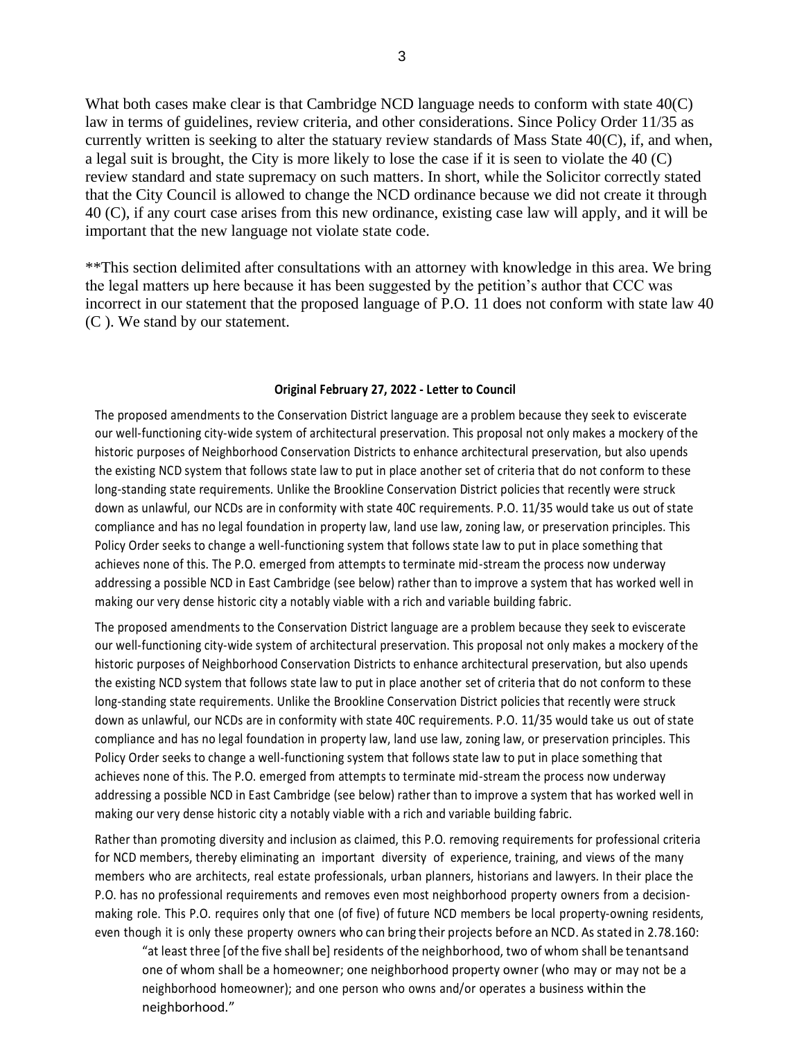What both cases make clear is that Cambridge NCD language needs to conform with state 40(C) law in terms of guidelines, review criteria, and other considerations. Since Policy Order 11/35 as currently written is seeking to alter the statuary review standards of Mass State 40(C), if, and when, a legal suit is brought, the City is more likely to lose the case if it is seen to violate the 40 (C) review standard and state supremacy on such matters. In short, while the Solicitor correctly stated that the City Council is allowed to change the NCD ordinance because we did not create it through 40 (C), if any court case arises from this new ordinance, existing case law will apply, and it will be important that the new language not violate state code.

**This section delimited after consultations with an attorney with knowledge in this area. We bring the legal matters up here because it has been suggested by the petition's author that CCC was incorrect in our statement that the proposed language of P.O. 11 does not conform with state law 40 (C ). We stand by our statement.

**Original February 27, 2022 - Letter to Council**

The proposed amendments to the Conservation District language are a problem because they seek to eviscerate our well-functioning city-wide system of architectural preservation. This proposal not only makes a mockery of the historic purposes of Neighborhood Conservation Districts to enhance architectural preservation, but also upends the existing NCD system that follows state law to put in place another set of criteria that do not conform to these long-standing state requirements. Unlike the Brookline Conservation District policies that recently were struck down as unlawful, our NCDs are in conformity with state 40C requirements. P.O. 11/35 would take us out of state compliance and has no legal foundation in property law, land use law, zoning law, or preservation principles. This Policy Order seeks to change a well-functioning system that follows state law to put in place something that achieves none of this. The P.O. emerged from attempts to terminate mid-stream the process now underway addressing a possible NCD in East Cambridge (see below) rather than to improve a system that has worked well in making our very dense historic city a notably viable with a rich and variable building fabric.

The proposed amendments to the Conservation District language are a problem because they seek to eviscerate our well-functioning city-wide system of architectural preservation. This proposal not only makes a mockery of the historic purposes of Neighborhood Conservation Districts to enhance architectural preservation, but also upends the existing NCD system that follows state law to put in place another set of criteria that do not conform to these long-standing state requirements. Unlike the Brookline Conservation District policies that recently were struck down as unlawful, our NCDs are in conformity with state 40C requirements. P.O. 11/35 would take us out of state compliance and has no legal foundation in property law, land use law, zoning law, or preservation principles. This Policy Order seeks to change a well-functioning system that follows state law to put in place something that achieves none of this. The P.O. emerged from attempts to terminate mid-stream the process now underway addressing a possible NCD in East Cambridge (see below) rather than to improve a system that has worked well in making our very dense historic city a notably viable with a rich and variable building fabric.

Rather than promoting diversity and inclusion as claimed, this P.O. removing requirements for professional criteria for NCD members, thereby eliminating an important diversity of experience, training, and views of the many members who are architects, real estate professionals, urban planners, historians and lawyers. In their place the P.O. has no professional requirements and removes even most neighborhood property owners from a decision-making role. This P.O. requires only that one (of five) of future NCD members be local property-owning residents, even though it is only these property owners who can bring their projects before an NCD. As stated in 2.78.160:

> "at least three [of the five shall be] residents of the neighborhood, two of whom shall be tenantsand one of whom shall be a homeowner; one neighborhood property owner (who may or may not be a neighborhood homeowner); and one person who owns and/or operates a business within the neighborhood."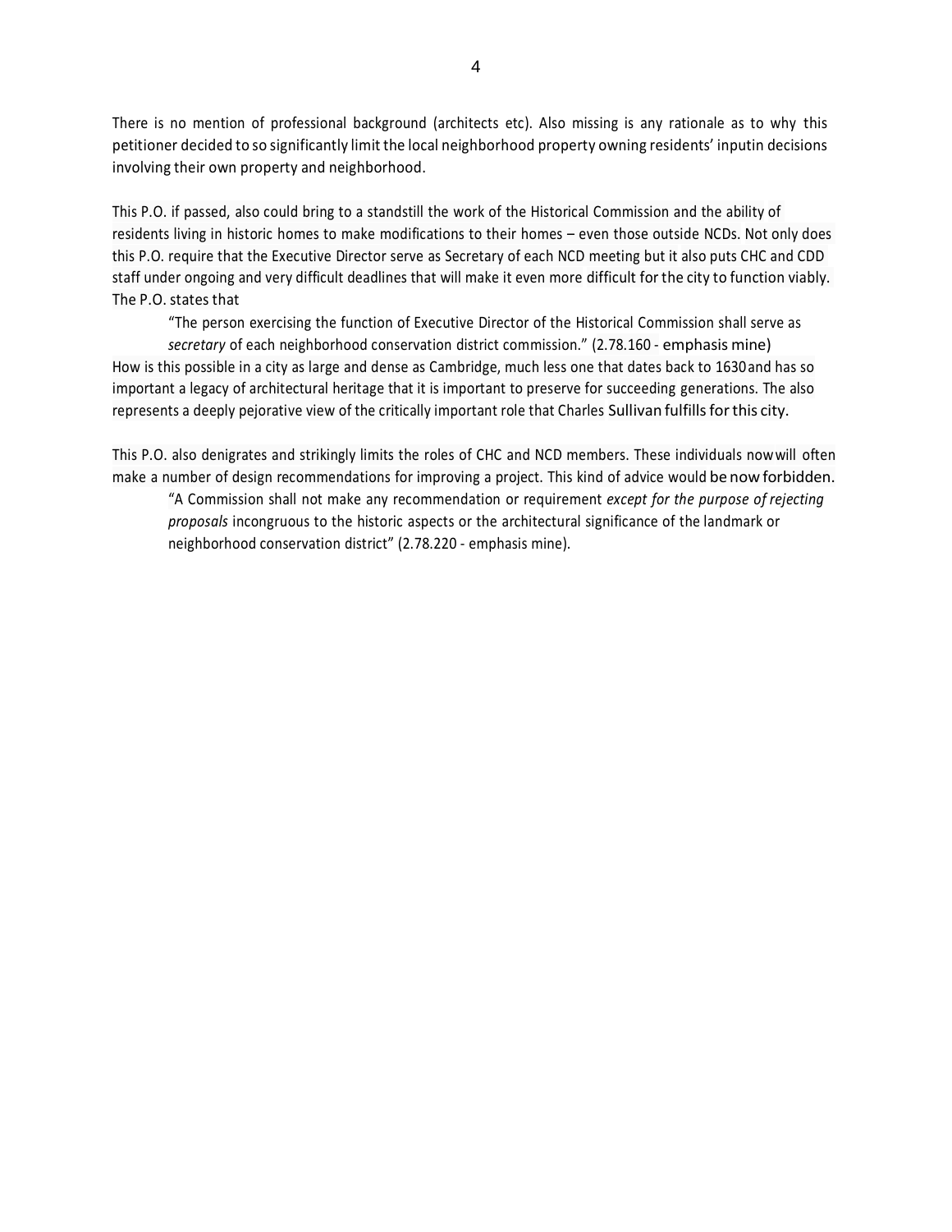There is no mention of professional background (architects etc). Also missing is any rationale as to why this petitioner decided to so significantly limit the local neighborhood property owning residents' inputin decisions involving their own property and neighborhood.

This P.O. if passed, also could bring to a standstill the work of the Historical Commission and the ability of residents living in historic homes to make modifications to their homes – even those outside NCDs. Not only does this P.O. require that the Executive Director serve as Secretary of each NCD meeting but it also puts CHC and CDD staff under ongoing and very difficult deadlines that will make it even more difficult for the city to function viably. The P.O. states that

> "The person exercising the function of Executive Director of the Historical Commission shall serve as *secretary* of each neighborhood conservation district commission." (2.78.160 - emphasis mine)

How is this possible in a city as large and dense as Cambridge, much less one that dates back to 1630and has so important a legacy of architectural heritage that it is important to preserve for succeeding generations. The also represents a deeply pejorative view of the critically important role that Charles Sullivan fulfills for this city.

This P.O. also denigrates and strikingly limits the roles of CHC and NCD members. These individuals nowwill often make a number of design recommendations for improving a project. This kind of advice would be now forbidden.

> "A Commission shall not make any recommendation or requirement *except for the purpose of rejecting proposals* incongruous to the historic aspects or the architectural significance of the landmark or neighborhood conservation district" (2.78.220 - emphasis mine).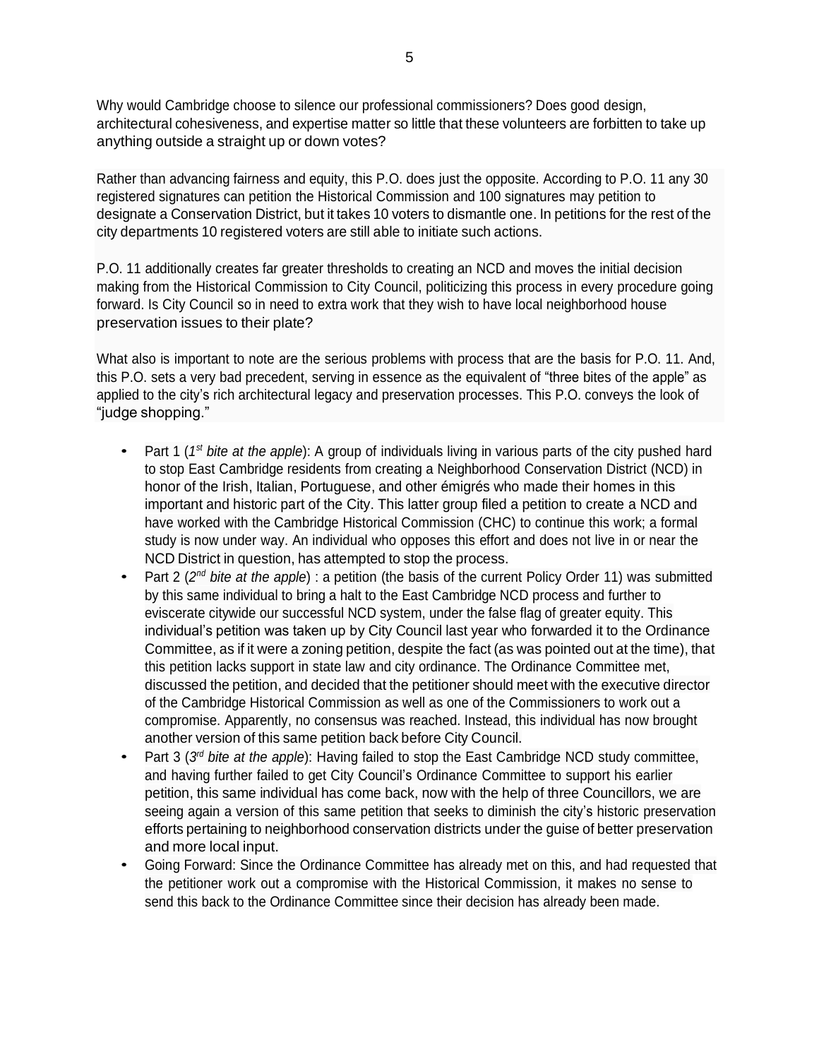Why would Cambridge choose to silence our professional commissioners? Does good design, architectural cohesiveness, and expertise matter so little that these volunteers are forbitten to take up anything outside a straight up or down votes?

Rather than advancing fairness and equity, this P.O. does just the opposite. According to P.O. 11 any 30 registered signatures can petition the Historical Commission and 100 signatures may petition to designate a Conservation District, but it takes 10 voters to dismantle one. In petitions for the rest of the city departments 10 registered voters are still able to initiate such actions.

P.O. 11 additionally creates far greater thresholds to creating an NCD and moves the initial decision making from the Historical Commission to City Council, politicizing this process in every procedure going forward. Is City Council so in need to extra work that they wish to have local neighborhood house preservation issues to their plate?

What also is important to note are the serious problems with process that are the basis for P.O. 11. And, this P.O. sets a very bad precedent, serving in essence as the equivalent of "three bites of the apple" as applied to the city's rich architectural legacy and preservation processes. This P.O. conveys the look of "judge shopping."

- Part 1 (*1st bite at the apple*): A group of individuals living in various parts of the city pushed hard to stop East Cambridge residents from creating a Neighborhood Conservation District (NCD) in honor of the Irish, Italian, Portuguese, and other émigrés who made their homes in this important and historic part of the City. This latter group filed a petition to create a NCD and have worked with the Cambridge Historical Commission (CHC) to continue this work; a formal study is now under way. An individual who opposes this effort and does not live in or near the NCD District in question, has attempted to stop the process.
- Part 2 (*2nd bite at the apple*) : a petition (the basis of the current Policy Order 11) was submitted by this same individual to bring a halt to the East Cambridge NCD process and further to eviscerate citywide our successful NCD system, under the false flag of greater equity. This individual's petition was taken up by City Council last year who forwarded it to the Ordinance Committee, as if it were a zoning petition, despite the fact (as was pointed out at the time), that this petition lacks support in state law and city ordinance. The Ordinance Committee met, discussed the petition, and decided that the petitioner should meet with the executive director of the Cambridge Historical Commission as well as one of the Commissioners to work out a compromise. Apparently, no consensus was reached. Instead, this individual has now brought another version of this same petition back before City Council.
- Part 3 (*3rd bite at the apple*): Having failed to stop the East Cambridge NCD study committee, and having further failed to get City Council's Ordinance Committee to support his earlier petition, this same individual has come back, now with the help of three Councillors, we are seeing again a version of this same petition that seeks to diminish the city's historic preservation efforts pertaining to neighborhood conservation districts under the guise of better preservation and more local input.
- Going Forward: Since the Ordinance Committee has already met on this, and had requested that the petitioner work out a compromise with the Historical Commission, it makes no sense to send this back to the Ordinance Committee since their decision has already been made.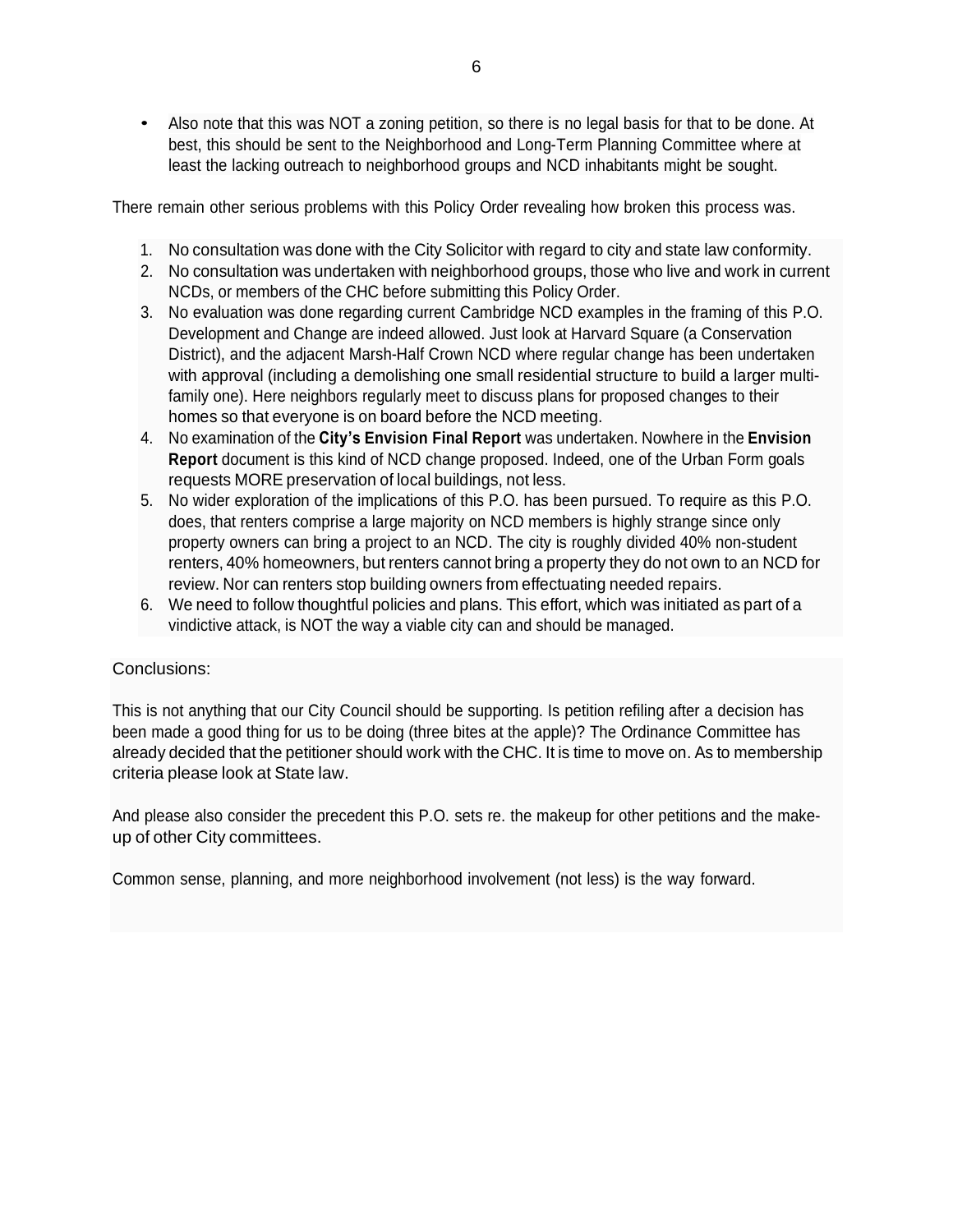- Also note that this was NOT a zoning petition, so there is no legal basis for that to be done. At best, this should be sent to the Neighborhood and Long-Term Planning Committee where at least the lacking outreach to neighborhood groups and NCD inhabitants might be sought.

There remain other serious problems with this Policy Order revealing how broken this process was.

1. No consultation was done with the City Solicitor with regard to city and state law conformity.
2. No consultation was undertaken with neighborhood groups, those who live and work in current NCDs, or members of the CHC before submitting this Policy Order.
3. No evaluation was done regarding current Cambridge NCD examples in the framing of this P.O. Development and Change are indeed allowed. Just look at Harvard Square (a Conservation District), and the adjacent Marsh-Half Crown NCD where regular change has been undertaken with approval (including a demolishing one small residential structure to build a larger multi-family one). Here neighbors regularly meet to discuss plans for proposed changes to their homes so that everyone is on board before the NCD meeting.
4. No examination of the **City's Envision Final Report** was undertaken. Nowhere in the **Envision Report** document is this kind of NCD change proposed. Indeed, one of the Urban Form goals requests MORE preservation of local buildings, not less.
5. No wider exploration of the implications of this P.O. has been pursued. To require as this P.O. does, that renters comprise a large majority on NCD members is highly strange since only property owners can bring a project to an NCD. The city is roughly divided 40% non-student renters, 40% homeowners, but renters cannot bring a property they do not own to an NCD for review. Nor can renters stop building owners from effectuating needed repairs.
6. We need to follow thoughtful policies and plans. This effort, which was initiated as part of a vindictive attack, is NOT the way a viable city can and should be managed.

Conclusions:

This is not anything that our City Council should be supporting. Is petition refiling after a decision has been made a good thing for us to be doing (three bites at the apple)? The Ordinance Committee has already decided that the petitioner should work with the CHC. It is time to move on. As to membership criteria please look at State law.

And please also consider the precedent this P.O. sets re. the makeup for other petitions and the make-up of other City committees.

Common sense, planning, and more neighborhood involvement (not less) is the way forward.